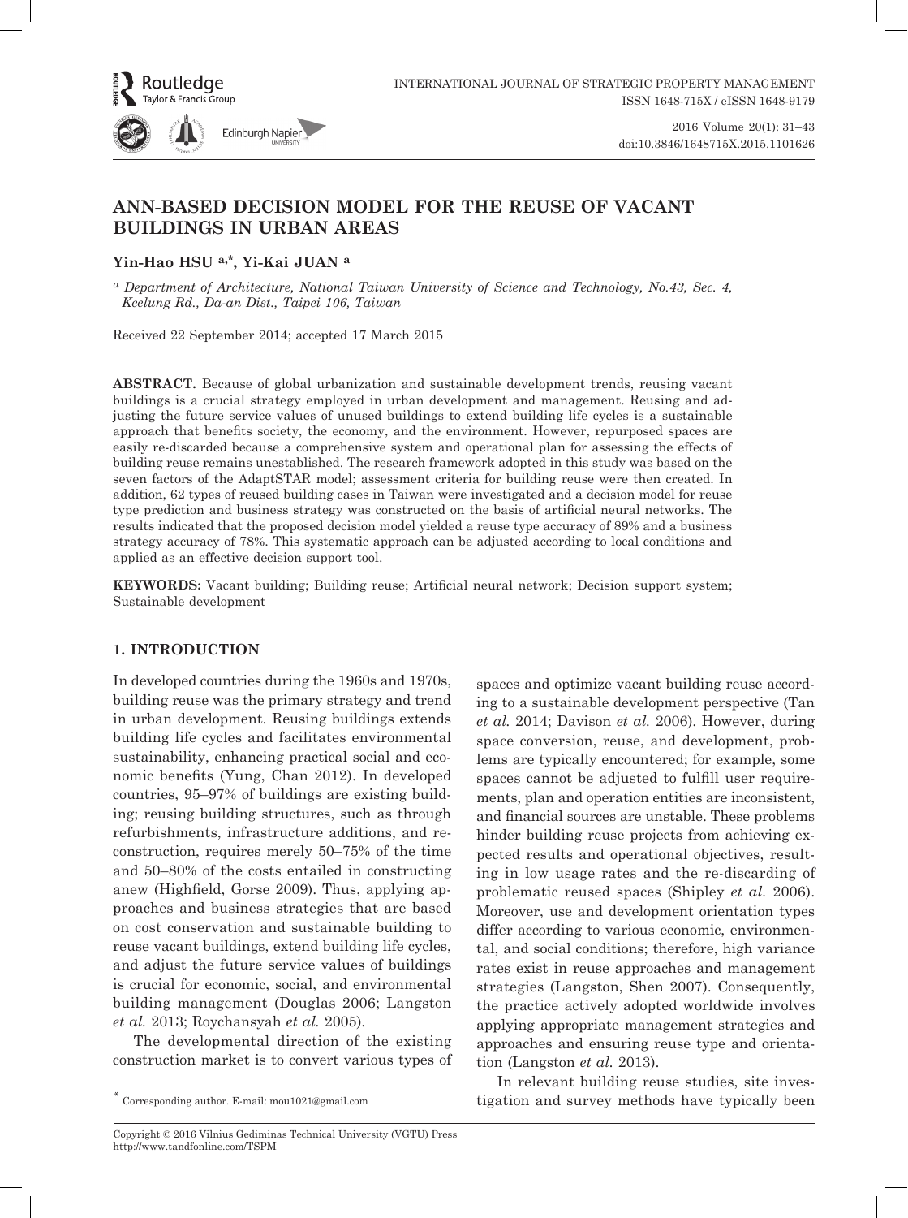# ANN-BASED DECISION MODEL FOR THE REUSE OF VACANT BUILDINGS IN URBAN AREAS

**Yin-Hao HSU** [a,*], **Yi-Kai JUAN** [a]

[a] *Department of Architecture, National Taiwan University of Science and Technology, No.43, Sec. 4, Keelung Rd., Da-an Dist., Taipei 106, Taiwan*

Received 22 September 2014; accepted 17 March 2015

**ABSTRACT.** Because of global urbanization and sustainable development trends, reusing vacant buildings is a crucial strategy employed in urban development and management. Reusing and adjusting the future service values of unused buildings to extend building life cycles is a sustainable approach that benefits society, the economy, and the environment. However, repurposed spaces are easily re-discarded because a comprehensive system and operational plan for assessing the effects of building reuse remains unestablished. The research framework adopted in this study was based on the seven factors of the AdaptSTAR model; assessment criteria for building reuse were then created. In addition, 62 types of reused building cases in Taiwan were investigated and a decision model for reuse type prediction and business strategy was constructed on the basis of artificial neural networks. The results indicated that the proposed decision model yielded a reuse type accuracy of 89% and a business strategy accuracy of 78%. This systematic approach can be adjusted according to local conditions and applied as an effective decision support tool.

**KEYWORDS:** Vacant building; Building reuse; Artificial neural network; Decision support system; Sustainable development

## 1. INTRODUCTION

In developed countries during the 1960s and 1970s, building reuse was the primary strategy and trend in urban development. Reusing buildings extends building life cycles and facilitates environmental sustainability, enhancing practical social and economic benefits (Yung, Chan 2012). In developed countries, 95–97% of buildings are existing building; reusing building structures, such as through refurbishments, infrastructure additions, and reconstruction, requires merely 50–75% of the time and 50–80% of the costs entailed in constructing anew (Highfield, Gorse 2009). Thus, applying approaches and business strategies that are based on cost conservation and sustainable building to reuse vacant buildings, extend building life cycles, and adjust the future service values of buildings is crucial for economic, social, and environmental building management (Douglas 2006; Langston *et al.* 2013; Roychansyah *et al.* 2005).

The developmental direction of the existing construction market is to convert various types of spaces and optimize vacant building reuse according to a sustainable development perspective (Tan *et al.* 2014; Davison *et al.* 2006). However, during space conversion, reuse, and development, problems are typically encountered; for example, some spaces cannot be adjusted to fulfill user requirements, plan and operation entities are inconsistent, and financial sources are unstable. These problems hinder building reuse projects from achieving expected results and operational objectives, resulting in low usage rates and the re-discarding of problematic reused spaces (Shipley *et al.* 2006). Moreover, use and development orientation types differ according to various economic, environmental, and social conditions; therefore, high variance rates exist in reuse approaches and management strategies (Langston, Shen 2007). Consequently, the practice actively adopted worldwide involves applying appropriate management strategies and approaches and ensuring reuse type and orientation (Langston *et al.* 2013).

In relevant building reuse studies, site investigation and survey methods have typically been

* Corresponding author. E-mail: mou1021@gmail.com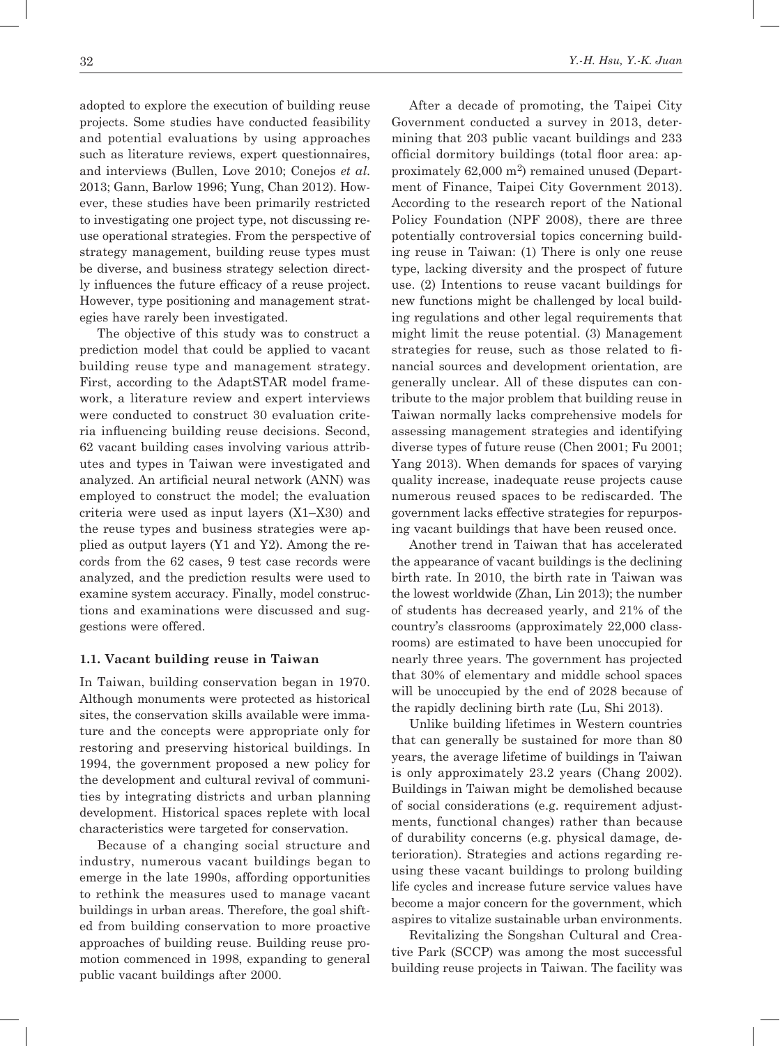adopted to explore the execution of building reuse projects. Some studies have conducted feasibility and potential evaluations by using approaches such as literature reviews, expert questionnaires, and interviews (Bullen, Love 2010; Conejos *et al*. 2013; Gann, Barlow 1996; Yung, Chan 2012). However, these studies have been primarily restricted to investigating one project type, not discussing reuse operational strategies. From the perspective of strategy management, building reuse types must be diverse, and business strategy selection directly influences the future efficacy of a reuse project. However, type positioning and management strategies have rarely been investigated.

The objective of this study was to construct a prediction model that could be applied to vacant building reuse type and management strategy. First, according to the AdaptSTAR model framework, a literature review and expert interviews were conducted to construct 30 evaluation criteria influencing building reuse decisions. Second, 62 vacant building cases involving various attributes and types in Taiwan were investigated and analyzed. An artificial neural network (ANN) was employed to construct the model; the evaluation criteria were used as input layers (X1–X30) and the reuse types and business strategies were applied as output layers (Y1 and Y2). Among the records from the 62 cases, 9 test case records were analyzed, and the prediction results were used to examine system accuracy. Finally, model constructions and examinations were discussed and suggestions were offered.

### 1.1. Vacant building reuse in Taiwan

In Taiwan, building conservation began in 1970. Although monuments were protected as historical sites, the conservation skills available were immature and the concepts were appropriate only for restoring and preserving historical buildings. In 1994, the government proposed a new policy for the development and cultural revival of communities by integrating districts and urban planning development. Historical spaces replete with local characteristics were targeted for conservation.

Because of a changing social structure and industry, numerous vacant buildings began to emerge in the late 1990s, affording opportunities to rethink the measures used to manage vacant buildings in urban areas. Therefore, the goal shifted from building conservation to more proactive approaches of building reuse. Building reuse promotion commenced in 1998, expanding to general public vacant buildings after 2000.

After a decade of promoting, the Taipei City Government conducted a survey in 2013, determining that 203 public vacant buildings and 233 official dormitory buildings (total floor area: approximately 62,000 $m^2$) remained unused (Department of Finance, Taipei City Government 2013). According to the research report of the National Policy Foundation (NPF 2008), there are three potentially controversial topics concerning building reuse in Taiwan: (1) There is only one reuse type, lacking diversity and the prospect of future use. (2) Intentions to reuse vacant buildings for new functions might be challenged by local building regulations and other legal requirements that might limit the reuse potential. (3) Management strategies for reuse, such as those related to financial sources and development orientation, are generally unclear. All of these disputes can contribute to the major problem that building reuse in Taiwan normally lacks comprehensive models for assessing management strategies and identifying diverse types of future reuse (Chen 2001; Fu 2001; Yang 2013). When demands for spaces of varying quality increase, inadequate reuse projects cause numerous reused spaces to be rediscarded. The government lacks effective strategies for repurposing vacant buildings that have been reused once.

Another trend in Taiwan that has accelerated the appearance of vacant buildings is the declining birth rate. In 2010, the birth rate in Taiwan was the lowest worldwide (Zhan, Lin 2013); the number of students has decreased yearly, and 21% of the country's classrooms (approximately 22,000 classrooms) are estimated to have been unoccupied for nearly three years. The government has projected that 30% of elementary and middle school spaces will be unoccupied by the end of 2028 because of the rapidly declining birth rate (Lu, Shi 2013).

Unlike building lifetimes in Western countries that can generally be sustained for more than 80 years, the average lifetime of buildings in Taiwan is only approximately 23.2 years (Chang 2002). Buildings in Taiwan might be demolished because of social considerations (e.g. requirement adjustments, functional changes) rather than because of durability concerns (e.g. physical damage, deterioration). Strategies and actions regarding reusing these vacant buildings to prolong building life cycles and increase future service values have become a major concern for the government, which aspires to vitalize sustainable urban environments.

Revitalizing the Songshan Cultural and Creative Park (SCCP) was among the most successful building reuse projects in Taiwan. The facility was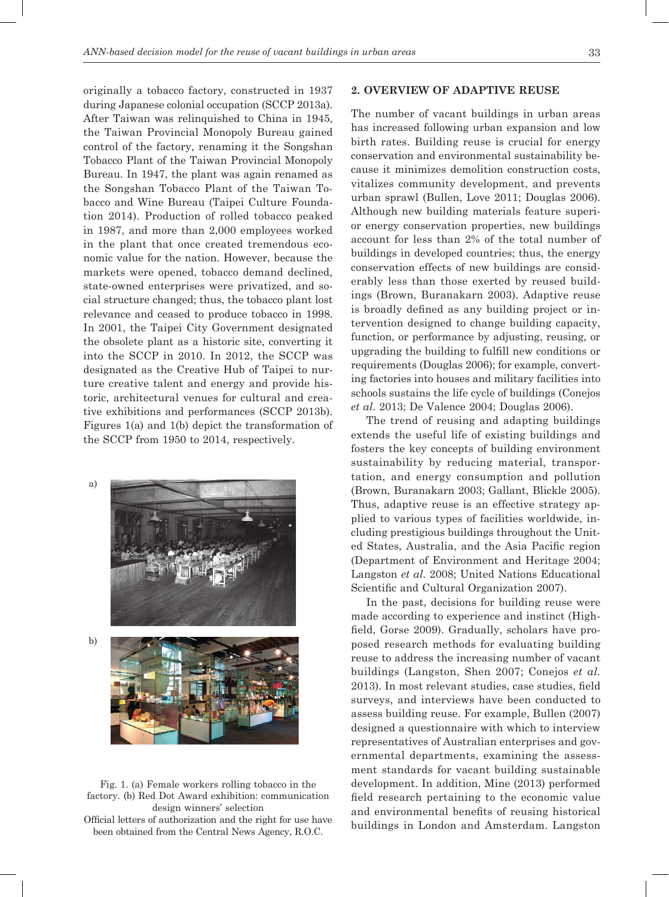originally a tobacco factory, constructed in 1937 during Japanese colonial occupation (SCCP 2013a). After Taiwan was relinquished to China in 1945, the Taiwan Provincial Monopoly Bureau gained control of the factory, renaming it the Songshan Tobacco Plant of the Taiwan Provincial Monopoly Bureau. In 1947, the plant was again renamed as the Songshan Tobacco Plant of the Taiwan Tobacco and Wine Bureau (Taipei Culture Foundation 2014). Production of rolled tobacco peaked in 1987, and more than 2,000 employees worked in the plant that once created tremendous economic value for the nation. However, because the markets were opened, tobacco demand declined, state-owned enterprises were privatized, and social structure changed; thus, the tobacco plant lost relevance and ceased to produce tobacco in 1998. In 2001, the Taipei City Government designated the obsolete plant as a historic site, converting it into the SCCP in 2010. In 2012, the SCCP was designated as the Creative Hub of Taipei to nurture creative talent and energy and provide historic, architectural venues for cultural and creative exhibitions and performances (SCCP 2013b). Figures 1(a) and 1(b) depict the transformation of the SCCP from 1950 to 2014, respectively.

a)

b)

Fig. 1. (a) Female workers rolling tobacco in the factory. (b) Red Dot Award exhibition: communication design winners' selection

Official letters of authorization and the right for use have been obtained from the Central News Agency, R.O.C.

## 2. OVERVIEW OF ADAPTIVE REUSE

The number of vacant buildings in urban areas has increased following urban expansion and low birth rates. Building reuse is crucial for energy conservation and environmental sustainability because it minimizes demolition construction costs, vitalizes community development, and prevents urban sprawl (Bullen, Love 2011; Douglas 2006). Although new building materials feature superior energy conservation properties, new buildings account for less than 2% of the total number of buildings in developed countries; thus, the energy conservation effects of new buildings are considerably less than those exerted by reused buildings (Brown, Buranakarn 2003). Adaptive reuse is broadly defined as any building project or intervention designed to change building capacity, function, or performance by adjusting, reusing, or upgrading the building to fulfill new conditions or requirements (Douglas 2006); for example, converting factories into houses and military facilities into schools sustains the life cycle of buildings (Conejos *et al.* 2013; De Valence 2004; Douglas 2006).

The trend of reusing and adapting buildings extends the useful life of existing buildings and fosters the key concepts of building environment sustainability by reducing material, transportation, and energy consumption and pollution (Brown, Buranakarn 2003; Gallant, Blickle 2005). Thus, adaptive reuse is an effective strategy applied to various types of facilities worldwide, including prestigious buildings throughout the United States, Australia, and the Asia Pacific region (Department of Environment and Heritage 2004; Langston *et al.* 2008; United Nations Educational Scientific and Cultural Organization 2007).

In the past, decisions for building reuse were made according to experience and instinct (Highfield, Gorse 2009). Gradually, scholars have proposed research methods for evaluating building reuse to address the increasing number of vacant buildings (Langston, Shen 2007; Conejos *et al.* 2013). In most relevant studies, case studies, field surveys, and interviews have been conducted to assess building reuse. For example, Bullen (2007) designed a questionnaire with which to interview representatives of Australian enterprises and governmental departments, examining the assessment standards for vacant building sustainable development. In addition, Mine (2013) performed field research pertaining to the economic value and environmental benefits of reusing historical buildings in London and Amsterdam. Langston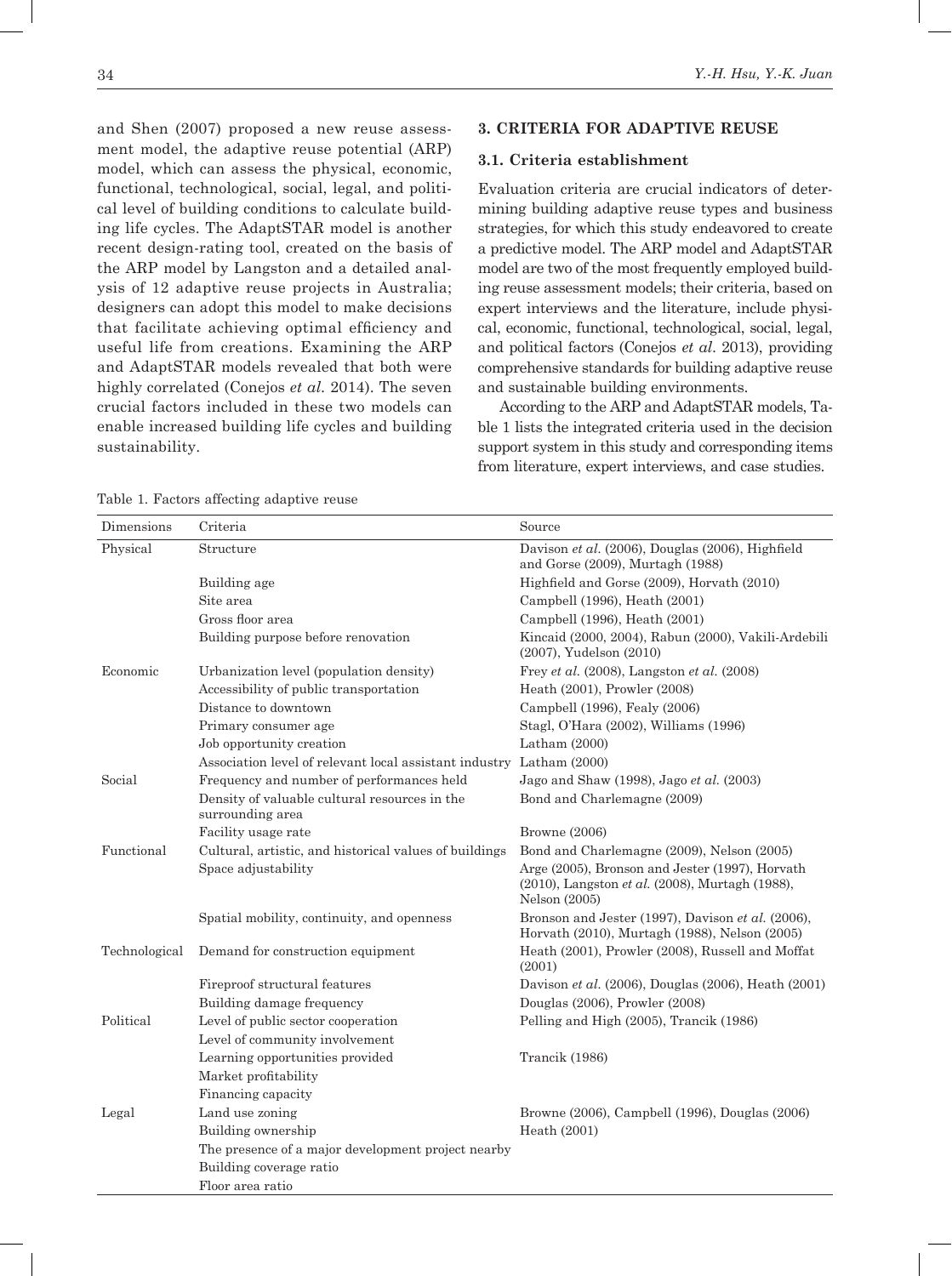and Shen (2007) proposed a new reuse assessment model, the adaptive reuse potential (ARP) model, which can assess the physical, economic, functional, technological, social, legal, and political level of building conditions to calculate building life cycles. The AdaptSTAR model is another recent design-rating tool, created on the basis of the ARP model by Langston and a detailed analysis of 12 adaptive reuse projects in Australia; designers can adopt this model to make decisions that facilitate achieving optimal efficiency and useful life from creations. Examining the ARP and AdaptSTAR models revealed that both were highly correlated (Conejos *et al.* 2014). The seven crucial factors included in these two models can enable increased building life cycles and building sustainability.

## 3. CRITERIA FOR ADAPTIVE REUSE

### 3.1. Criteria establishment

Evaluation criteria are crucial indicators of determining building adaptive reuse types and business strategies, for which this study endeavored to create a predictive model. The ARP model and AdaptSTAR model are two of the most frequently employed building reuse assessment models; their criteria, based on expert interviews and the literature, include physical, economic, functional, technological, social, legal, and political factors (Conejos *et al.* 2013), providing comprehensive standards for building adaptive reuse and sustainable building environments.

According to the ARP and AdaptSTAR models, Table 1 lists the integrated criteria used in the decision support system in this study and corresponding items from literature, expert interviews, and case studies.

Table 1. Factors affecting adaptive reuse

| Dimensions | Criteria | Source |
|---|---|---|
| Physical | Structure | Davison *et al.* (2006), Douglas (2006), Highfield and Gorse (2009), Murtagh (1988) |
| | Building age | Highfield and Gorse (2009), Horvath (2010) |
| | Site area | Campbell (1996), Heath (2001) |
| | Gross floor area | Campbell (1996), Heath (2001) |
| | Building purpose before renovation | Kincaid (2000, 2004), Rabun (2000), Vakili-Ardebili (2007), Yudelson (2010) |
| Economic | Urbanization level (population density) | Frey *et al.* (2008), Langston *et al.* (2008) |
| | Accessibility of public transportation | Heath (2001), Prowler (2008) |
| | Distance to downtown | Campbell (1996), Fealy (2006) |
| | Primary consumer age | Stagl, O'Hara (2002), Williams (1996) |
| | Job opportunity creation | Latham (2000) |
| | Association level of relevant local assistant industry | Latham (2000) |
| Social | Frequency and number of performances held | Jago and Shaw (1998), Jago *et al.* (2003) |
| | Density of valuable cultural resources in the surrounding area | Bond and Charlemagne (2009) |
| | Facility usage rate | Browne (2006) |
| Functional | Cultural, artistic, and historical values of buildings | Bond and Charlemagne (2009), Nelson (2005) |
| | Space adjustability | Arge (2005), Bronson and Jester (1997), Horvath (2010), Langston *et al.* (2008), Murtagh (1988), Nelson (2005) |
| | Spatial mobility, continuity, and openness | Bronson and Jester (1997), Davison *et al.* (2006), Horvath (2010), Murtagh (1988), Nelson (2005) |
| Technological | Demand for construction equipment | Heath (2001), Prowler (2008), Russell and Moffat (2001) |
| | Fireproof structural features | Davison *et al.* (2006), Douglas (2006), Heath (2001) |
| | Building damage frequency | Douglas (2006), Prowler (2008) |
| Political | Level of public sector cooperation | Pelling and High (2005), Trancik (1986) |
| | Level of community involvement | |
| | Learning opportunities provided | Trancik (1986) |
| | Market profitability | |
| | Financing capacity | |
| Legal | Land use zoning | Browne (2006), Campbell (1996), Douglas (2006) |
| | Building ownership | Heath (2001) |
| | The presence of a major development project nearby | |
| | Building coverage ratio | |
| | Floor area ratio | |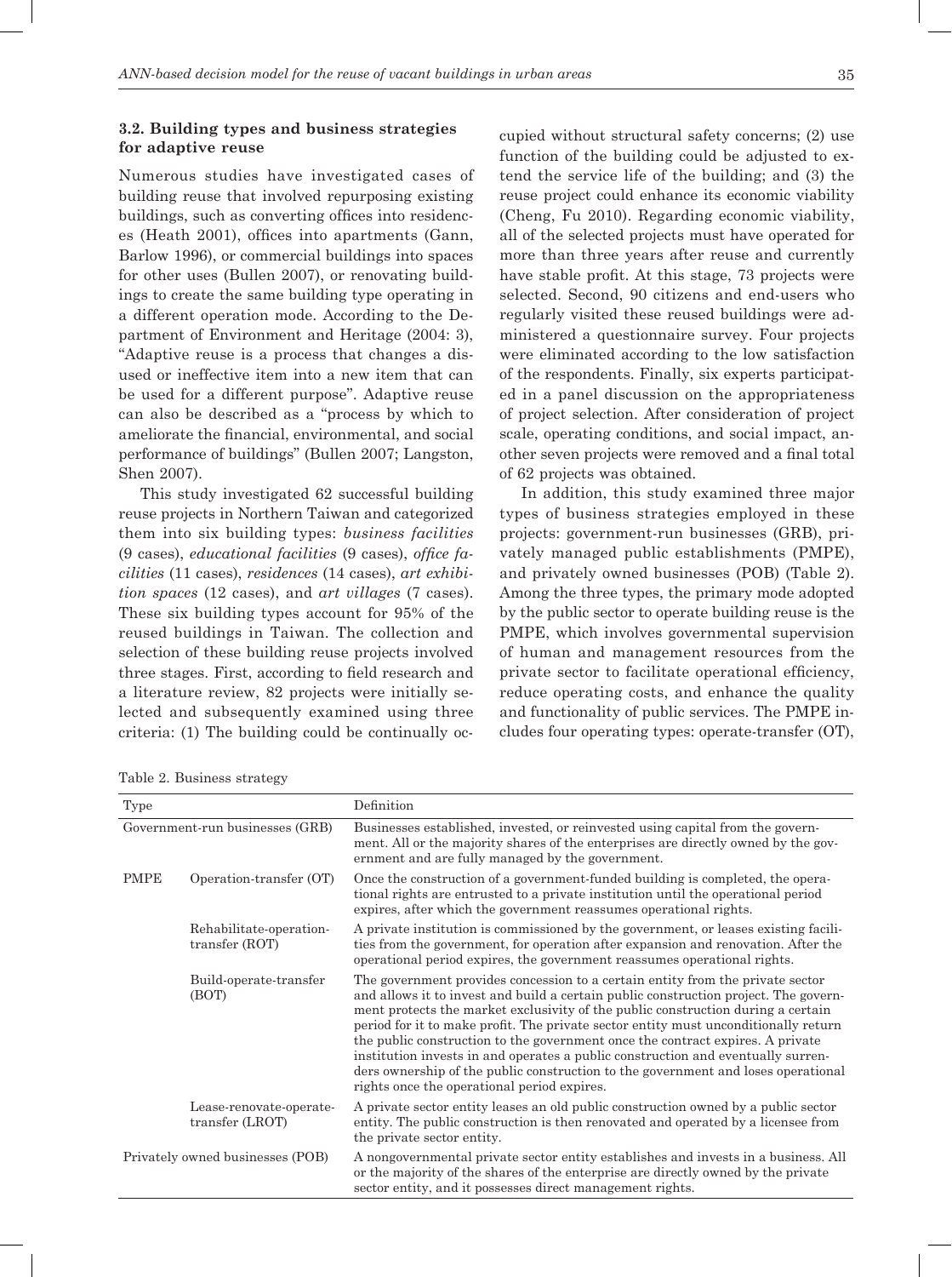### 3.2. Building types and business strategies for adaptive reuse

Numerous studies have investigated cases of building reuse that involved repurposing existing buildings, such as converting offices into residences (Heath 2001), offices into apartments (Gann, Barlow 1996), or commercial buildings into spaces for other uses (Bullen 2007), or renovating buildings to create the same building type operating in a different operation mode. According to the Department of Environment and Heritage (2004: 3), "Adaptive reuse is a process that changes a disused or ineffective item into a new item that can be used for a different purpose". Adaptive reuse can also be described as a "process by which to ameliorate the financial, environmental, and social performance of buildings" (Bullen 2007; Langston, Shen 2007).

This study investigated 62 successful building reuse projects in Northern Taiwan and categorized them into six building types: *business facilities* (9 cases), *educational facilities* (9 cases), *office facilities* (11 cases), *residences* (14 cases), *art exhibition spaces* (12 cases), and *art villages* (7 cases). These six building types account for 95% of the reused buildings in Taiwan. The collection and selection of these building reuse projects involved three stages. First, according to field research and a literature review, 82 projects were initially selected and subsequently examined using three criteria: (1) The building could be continually occupied without structural safety concerns; (2) use function of the building could be adjusted to extend the service life of the building; and (3) the reuse project could enhance its economic viability (Cheng, Fu 2010). Regarding economic viability, all of the selected projects must have operated for more than three years after reuse and currently have stable profit. At this stage, 73 projects were selected. Second, 90 citizens and end-users who regularly visited these reused buildings were administered a questionnaire survey. Four projects were eliminated according to the low satisfaction of the respondents. Finally, six experts participated in a panel discussion on the appropriateness of project selection. After consideration of project scale, operating conditions, and social impact, another seven projects were removed and a final total of 62 projects was obtained.

In addition, this study examined three major types of business strategies employed in these projects: government-run businesses (GRB), privately managed public establishments (PMPE), and privately owned businesses (POB) (Table 2). Among the three types, the primary mode adopted by the public sector to operate building reuse is the PMPE, which involves governmental supervision of human and management resources from the private sector to facilitate operational efficiency, reduce operating costs, and enhance the quality and functionality of public services. The PMPE includes four operating types: operate-transfer (OT),

Table 2. Business strategy

| Type | | Definition |
|---|---|---|
| Government-run businesses (GRB) | | Businesses established, invested, or reinvested using capital from the government. All or the majority shares of the enterprises are directly owned by the government and are fully managed by the government. |
| PMPE | Operation-transfer (OT) | Once the construction of a government-funded building is completed, the operational rights are entrusted to a private institution until the operational period expires, after which the government reassumes operational rights. |
| | Rehabilitate-operation-transfer (ROT) | A private institution is commissioned by the government, or leases existing facilities from the government, for operation after expansion and renovation. After the operational period expires, the government reassumes operational rights. |
| | Build-operate-transfer (BOT) | The government provides concession to a certain entity from the private sector and allows it to invest and build a certain public construction project. The government protects the market exclusivity of the public construction during a certain period for it to make profit. The private sector entity must unconditionally return the public construction to the government once the contract expires. A private institution invests in and operates a public construction and eventually surrenders ownership of the public construction to the government and loses operational rights once the operational period expires. |
| | Lease-renovate-operate-transfer (LROT) | A private sector entity leases an old public construction owned by a public sector entity. The public construction is then renovated and operated by a licensee from the private sector entity. |
| Privately owned businesses (POB) | | A nongovernmental private sector entity establishes and invests in a business. All or the majority of the shares of the enterprise are directly owned by the private sector entity, and it possesses direct management rights. |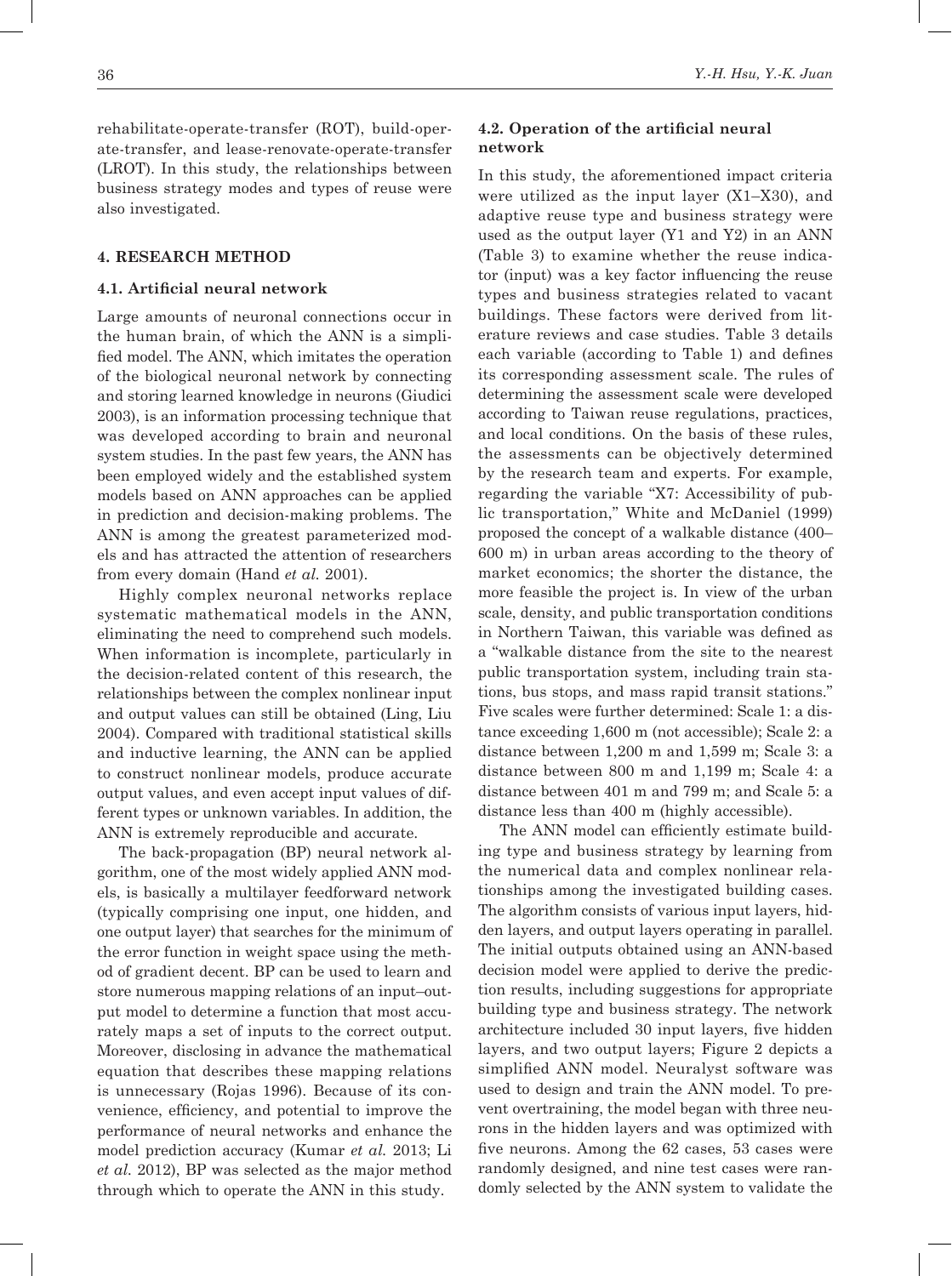rehabilitate-operate-transfer (ROT), build-operate-transfer, and lease-renovate-operate-transfer (LROT). In this study, the relationships between business strategy modes and types of reuse were also investigated.

## 4. RESEARCH METHOD

### 4.1. Artificial neural network

Large amounts of neuronal connections occur in the human brain, of which the ANN is a simplified model. The ANN, which imitates the operation of the biological neuronal network by connecting and storing learned knowledge in neurons (Giudici 2003), is an information processing technique that was developed according to brain and neuronal system studies. In the past few years, the ANN has been employed widely and the established system models based on ANN approaches can be applied in prediction and decision-making problems. The ANN is among the greatest parameterized models and has attracted the attention of researchers from every domain (Hand *et al.* 2001).

Highly complex neuronal networks replace systematic mathematical models in the ANN, eliminating the need to comprehend such models. When information is incomplete, particularly in the decision-related content of this research, the relationships between the complex nonlinear input and output values can still be obtained (Ling, Liu 2004). Compared with traditional statistical skills and inductive learning, the ANN can be applied to construct nonlinear models, produce accurate output values, and even accept input values of different types or unknown variables. In addition, the ANN is extremely reproducible and accurate.

The back-propagation (BP) neural network algorithm, one of the most widely applied ANN models, is basically a multilayer feedforward network (typically comprising one input, one hidden, and one output layer) that searches for the minimum of the error function in weight space using the method of gradient decent. BP can be used to learn and store numerous mapping relations of an input–output model to determine a function that most accurately maps a set of inputs to the correct output. Moreover, disclosing in advance the mathematical equation that describes these mapping relations is unnecessary (Rojas 1996). Because of its convenience, efficiency, and potential to improve the performance of neural networks and enhance the model prediction accuracy (Kumar *et al.* 2013; Li *et al.* 2012), BP was selected as the major method through which to operate the ANN in this study.

### 4.2. Operation of the artificial neural network

In this study, the aforementioned impact criteria were utilized as the input layer (X1–X30), and adaptive reuse type and business strategy were used as the output layer (Y1 and Y2) in an ANN (Table 3) to examine whether the reuse indicator (input) was a key factor influencing the reuse types and business strategies related to vacant buildings. These factors were derived from literature reviews and case studies. Table 3 details each variable (according to Table 1) and defines its corresponding assessment scale. The rules of determining the assessment scale were developed according to Taiwan reuse regulations, practices, and local conditions. On the basis of these rules, the assessments can be objectively determined by the research team and experts. For example, regarding the variable "X7: Accessibility of public transportation," White and McDaniel (1999) proposed the concept of a walkable distance (400–600 m) in urban areas according to the theory of market economics; the shorter the distance, the more feasible the project is. In view of the urban scale, density, and public transportation conditions in Northern Taiwan, this variable was defined as a "walkable distance from the site to the nearest public transportation system, including train stations, bus stops, and mass rapid transit stations." Five scales were further determined: Scale 1: a distance exceeding 1,600 m (not accessible); Scale 2: a distance between 1,200 m and 1,599 m; Scale 3: a distance between 800 m and 1,199 m; Scale 4: a distance between 401 m and 799 m; and Scale 5: a distance less than 400 m (highly accessible).

The ANN model can efficiently estimate building type and business strategy by learning from the numerical data and complex nonlinear relationships among the investigated building cases. The algorithm consists of various input layers, hidden layers, and output layers operating in parallel. The initial outputs obtained using an ANN-based decision model were applied to derive the prediction results, including suggestions for appropriate building type and business strategy. The network architecture included 30 input layers, five hidden layers, and two output layers; Figure 2 depicts a simplified ANN model. Neuralyst software was used to design and train the ANN model. To prevent overtraining, the model began with three neurons in the hidden layers and was optimized with five neurons. Among the 62 cases, 53 cases were randomly designed, and nine test cases were randomly selected by the ANN system to validate the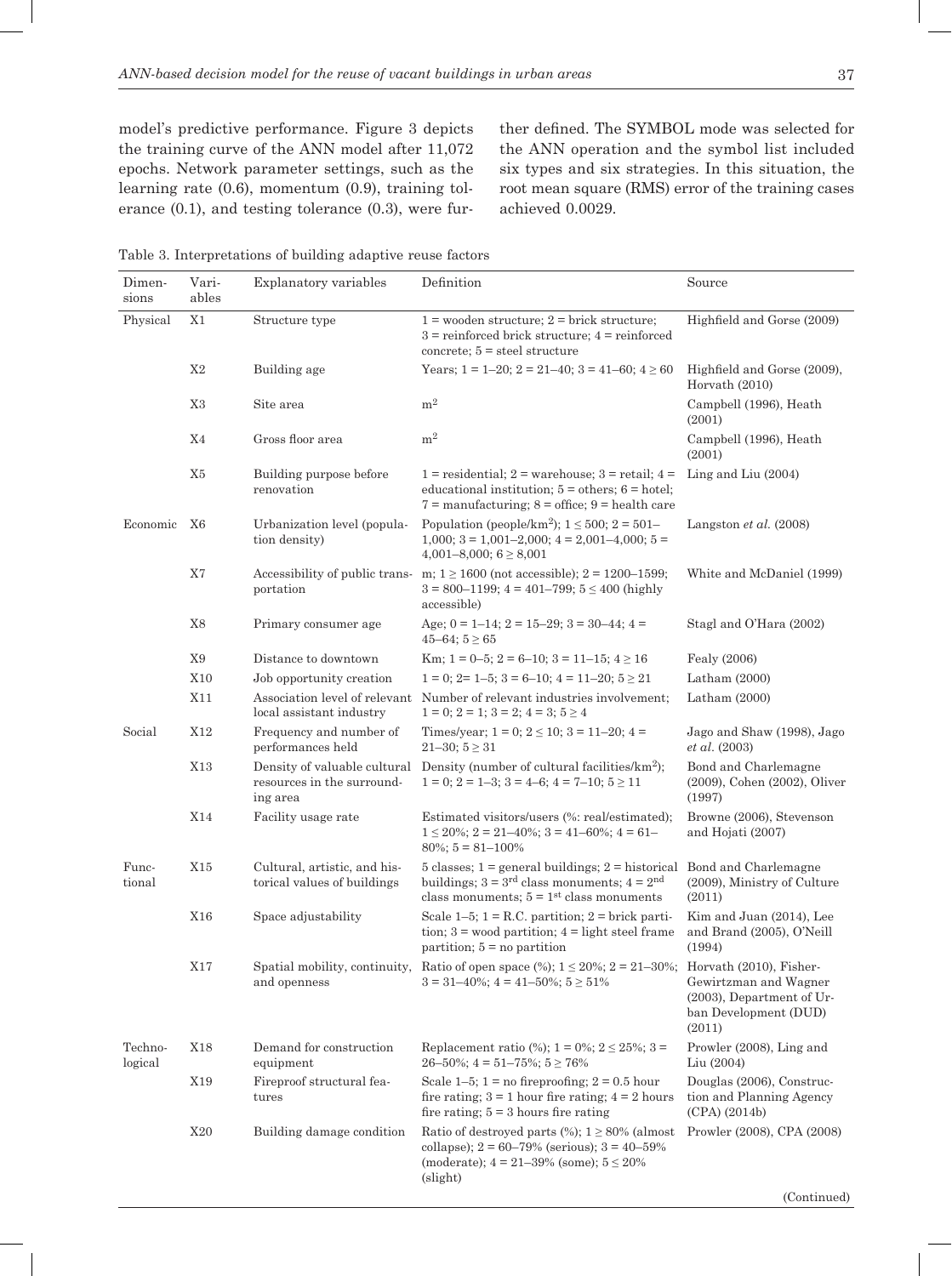model's predictive performance. Figure 3 depicts the training curve of the ANN model after 11,072 epochs. Network parameter settings, such as the learning rate (0.6), momentum (0.9), training tolerance (0.1), and testing tolerance (0.3), were further defined. The SYMBOL mode was selected for the ANN operation and the symbol list included six types and six strategies. In this situation, the root mean square (RMS) error of the training cases achieved 0.0029.

Table 3. Interpretations of building adaptive reuse factors

| Dimensions | Variables | Explanatory variables | Definition | Source |
|---|---|---|---|---|
| Physical | X1 | Structure type | 1 = wooden structure; 2 = brick structure; 3 = reinforced brick structure; 4 = reinforced concrete; 5 = steel structure | Highfield and Gorse (2009) |
| | X2 | Building age | Years; 1 = 1–20; 2 = 21–40; 3 = 41–60; 4 ≥ 60 | Highfield and Gorse (2009), Horvath (2010) |
| | X3 | Site area | $m^2$ | Campbell (1996), Heath (2001) |
| | X4 | Gross floor area | $m^2$ | Campbell (1996), Heath (2001) |
| | X5 | Building purpose before renovation | 1 = residential; 2 = warehouse; 3 = retail; 4 = educational institution; 5 = others; 6 = hotel; 7 = manufacturing; 8 = office; 9 = health care | Ling and Liu (2004) |
| Economic | X6 | Urbanization level (population density) | Population (people/$km^2$); 1 ≤ 500; 2 = 501–1,000; 3 = 1,001–2,000; 4 = 2,001–4,000; 5 = 4,001–8,000; 6 ≥ 8,001 | Langston *et al.* (2008) |
| | X7 | Accessibility of public transportation | m; 1 ≥ 1600 (not accessible); 2 = 1200–1599; 3 = 800–1199; 4 = 401–799; 5 ≤ 400 (highly accessible) | White and McDaniel (1999) |
| | X8 | Primary consumer age | Age; 0 = 1–14; 2 = 15–29; 3 = 30–44; 4 = 45–64; 5 ≥ 65 | Stagl and O'Hara (2002) |
| | X9 | Distance to downtown | Km; 1 = 0–5; 2 = 6–10; 3 = 11–15; 4 ≥ 16 | Fealy (2006) |
| | X10 | Job opportunity creation | 1 = 0; 2= 1–5; 3 = 6–10; 4 = 11–20; 5 ≥ 21 | Latham (2000) |
| | X11 | Association level of relevant local assistant industry | Number of relevant industries involvement; 1 = 0; 2 = 1; 3 = 2; 4 = 3; 5 ≥ 4 | Latham (2000) |
| Social | X12 | Frequency and number of performances held | Times/year; 1 = 0; 2 ≤ 10; 3 = 11–20; 4 = 21–30; 5 ≥ 31 | Jago and Shaw (1998), Jago *et al.* (2003) |
| | X13 | Density of valuable cultural resources in the surrounding area | Density (number of cultural facilities/$km^2$); 1 = 0; 2 = 1–3; 3 = 4–6; 4 = 7–10; 5 ≥ 11 | Bond and Charlemagne (2009), Cohen (2002), Oliver (1997) |
| | X14 | Facility usage rate | Estimated visitors/users (%: real/estimated); 1 ≤ 20%; 2 = 21–40%; 3 = 41–60%; 4 = 61–80%; 5 = 81–100% | Browne (2006), Stevenson and Hojati (2007) |
| Functional | X15 | Cultural, artistic, and historical values of buildings | 5 classes; 1 = general buildings; 2 = historical buildings; 3 = 3rd class monuments; 4 = 2nd class monuments; 5 = 1st class monuments | Bond and Charlemagne (2009), Ministry of Culture (2011) |
| | X16 | Space adjustability | Scale 1–5; 1 = R.C. partition; 2 = brick partition; 3 = wood partition; 4 = light steel frame partition; 5 = no partition | Kim and Juan (2014), Lee and Brand (2005), O'Neill (1994) |
| | X17 | Spatial mobility, continuity, and openness | Ratio of open space (%); 1 ≤ 20%; 2 = 21–30%; 3 = 31–40%; 4 = 41–50%; 5 ≥ 51% | Horvath (2010), Fisher-Gewirtzman and Wagner (2003), Department of Urban Development (DUD) (2011) |
| Technological | X18 | Demand for construction equipment | Replacement ratio (%); 1 = 0%; 2 ≤ 25%; 3 = 26–50%; 4 = 51–75%; 5 ≥ 76% | Prowler (2008), Ling and Liu (2004) |
| | X19 | Fireproof structural features | Scale 1–5; 1 = no fireproofing; 2 = 0.5 hour fire rating; 3 = 1 hour fire rating; 4 = 2 hours fire rating; 5 = 3 hours fire rating | Douglas (2006), Construction and Planning Agency (CPA) (2014b) |
| | X20 | Building damage condition | Ratio of destroyed parts (%); 1 ≥ 80% (almost collapse); 2 = 60–79% (serious); 3 = 40–59% (moderate); 4 = 21–39% (some); 5 ≤ 20% (slight) | Prowler (2008), CPA (2008) |

(Continued)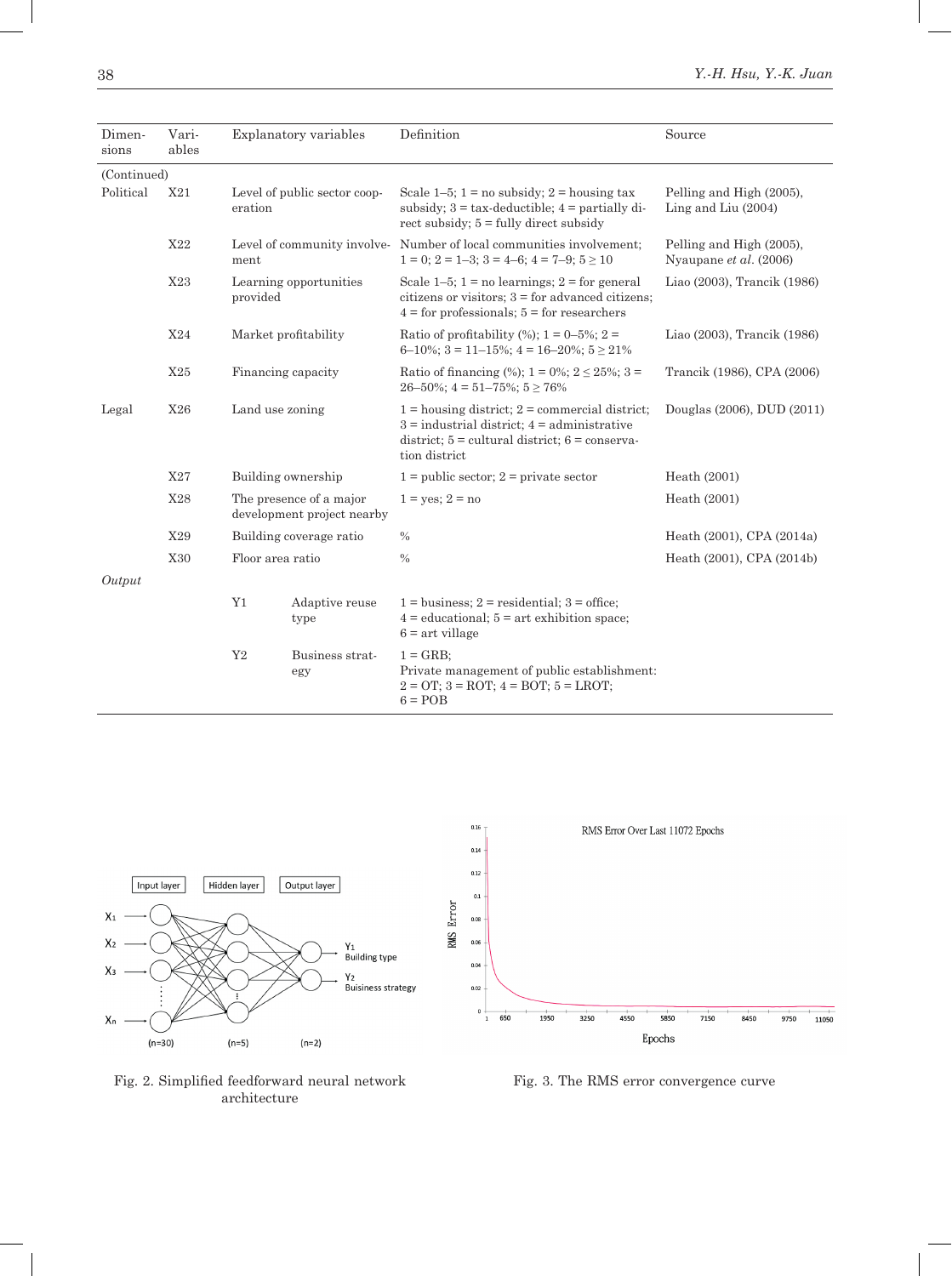| Dimensions | Variables | Explanatory variables | Definition | Source |
|---|---|---|---|---|
| (Continued) | | | | |
| Political | X21 | Level of public sector cooperation | Scale 1–5; 1 = no subsidy; 2 = housing tax subsidy; 3 = tax-deductible; 4 = partially direct subsidy; 5 = fully direct subsidy | Pelling and High (2005), Ling and Liu (2004) |
| | X22 | Level of community involvement | Number of local communities involvement; 1 = 0; 2 = 1–3; 3 = 4–6; 4 = 7–9; 5 ≥ 10 | Pelling and High (2005), Nyaupane *et al*. (2006) |
| | X23 | Learning opportunities provided | Scale 1–5; 1 = no learnings; 2 = for general citizens or visitors; 3 = for advanced citizens; 4 = for professionals; 5 = for researchers | Liao (2003), Trancik (1986) |
| | X24 | Market profitability | Ratio of profitability (%); 1 = 0–5%; 2 = 6–10%; 3 = 11–15%; 4 = 16–20%; 5 ≥ 21% | Liao (2003), Trancik (1986) |
| | X25 | Financing capacity | Ratio of financing (%); 1 = 0%; 2 ≤ 25%; 3 = 26–50%; 4 = 51–75%; 5 ≥ 76% | Trancik (1986), CPA (2006) |
| Legal | X26 | Land use zoning | 1 = housing district; 2 = commercial district; 3 = industrial district; 4 = administrative district; 5 = cultural district; 6 = conservation district | Douglas (2006), DUD (2011) |
| | X27 | Building ownership | 1 = public sector; 2 = private sector | Heath (2001) |
| | X28 | The presence of a major development project nearby | 1 = yes; 2 = no | Heath (2001) |
| | X29 | Building coverage ratio | % | Heath (2001), CPA (2014a) |
| | X30 | Floor area ratio | % | Heath (2001), CPA (2014b) |
| *Output* | | | | |
| | Y1 | Adaptive reuse type | 1 = business; 2 = residential; 3 = office; 4 = educational; 5 = art exhibition space; 6 = art village | |
| | Y2 | Business strategy | 1 = GRB; Private management of public establishment: 2 = OT; 3 = ROT; 4 = BOT; 5 = LROT; 6 = POB | |

Fig. 2. Simplified feedforward neural network architecture

Fig. 3. The RMS error convergence curve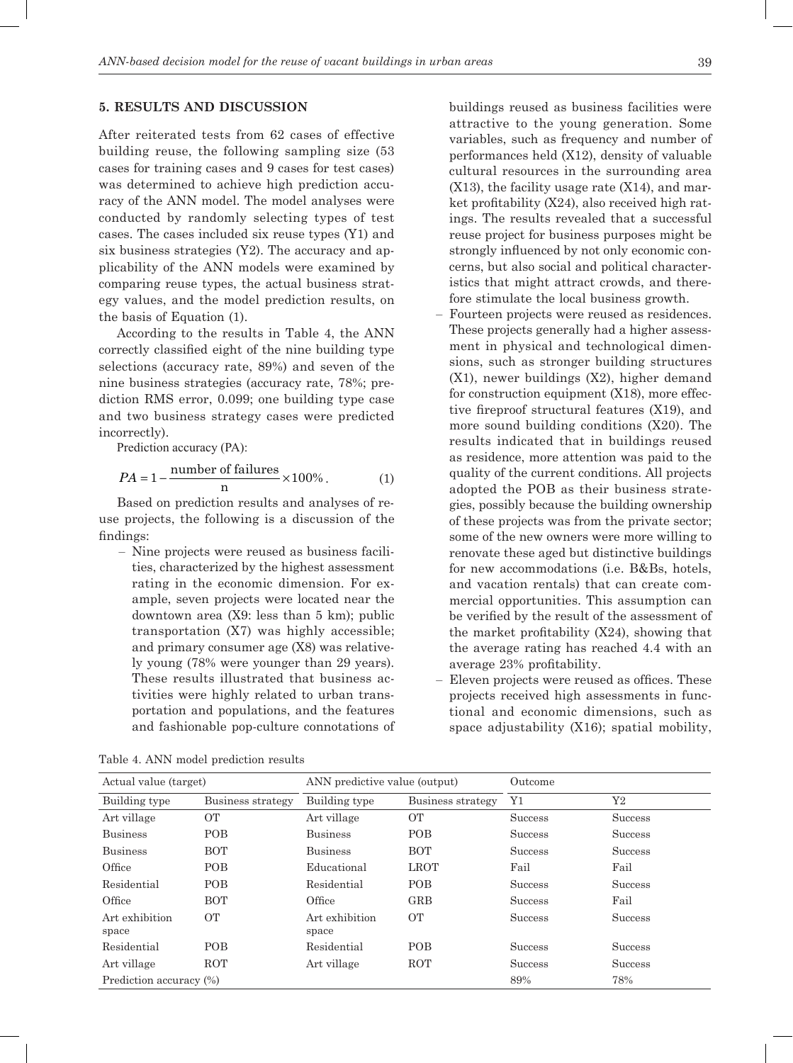## 5. RESULTS AND DISCUSSION

After reiterated tests from 62 cases of effective building reuse, the following sampling size (53 cases for training cases and 9 cases for test cases) was determined to achieve high prediction accuracy of the ANN model. The model analyses were conducted by randomly selecting types of test cases. The cases included six reuse types (Y1) and six business strategies (Y2). The accuracy and applicability of the ANN models were examined by comparing reuse types, the actual business strategy values, and the model prediction results, on the basis of Equation (1).

According to the results in Table 4, the ANN correctly classified eight of the nine building type selections (accuracy rate, 89%) and seven of the nine business strategies (accuracy rate, 78%; prediction RMS error, 0.099; one building type case and two business strategy cases were predicted incorrectly).

Prediction accuracy (PA):

$$PA = 1 - \frac{\text{number of failures}}{\text{n}} \times 100\% . \quad (1)$$

Based on prediction results and analyses of reuse projects, the following is a discussion of the findings:

- Nine projects were reused as business facilities, characterized by the highest assessment rating in the economic dimension. For example, seven projects were located near the downtown area (X9: less than 5 km); public transportation (X7) was highly accessible; and primary consumer age (X8) was relatively young (78% were younger than 29 years). These results illustrated that business activities were highly related to urban transportation and populations, and the features and fashionable pop-culture connotations of buildings reused as business facilities were attractive to the young generation. Some variables, such as frequency and number of performances held (X12), density of valuable cultural resources in the surrounding area (X13), the facility usage rate (X14), and market profitability (X24), also received high ratings. The results revealed that a successful reuse project for business purposes might be strongly influenced by not only economic concerns, but also social and political characteristics that might attract crowds, and therefore stimulate the local business growth.
- Fourteen projects were reused as residences. These projects generally had a higher assessment in physical and technological dimensions, such as stronger building structures (X1), newer buildings (X2), higher demand for construction equipment (X18), more effective fireproof structural features (X19), and more sound building conditions (X20). The results indicated that in buildings reused as residence, more attention was paid to the quality of the current conditions. All projects adopted the POB as their business strategies, possibly because the building ownership of these projects was from the private sector; some of the new owners were more willing to renovate these aged but distinctive buildings for new accommodations (i.e. B&Bs, hotels, and vacation rentals) that can create commercial opportunities. This assumption can be verified by the result of the assessment of the market profitability (X24), showing that the average rating has reached 4.4 with an average 23% profitability.
- Eleven projects were reused as offices. These projects received high assessments in functional and economic dimensions, such as space adjustability (X16); spatial mobility,

Table 4. ANN model prediction results

| Actual value (target) | | ANN predictive value (output) | | Outcome | |
|---|---|---|---|---|---|
| Building type | Business strategy | Building type | Business strategy | Y1 | Y2 |
| Art village | OT | Art village | OT | Success | Success |
| Business | POB | Business | POB | Success | Success |
| Business | BOT | Business | BOT | Success | Success |
| Office | POB | Educational | LROT | Fail | Fail |
| Residential | POB | Residential | POB | Success | Success |
| Office | BOT | Office | GRB | Success | Fail |
| Art exhibition space | OT | Art exhibition space | OT | Success | Success |
| Residential | POB | Residential | POB | Success | Success |
| Art village | ROT | Art village | ROT | Success | Success |
| Prediction accuracy (%) | | | | 89% | 78% |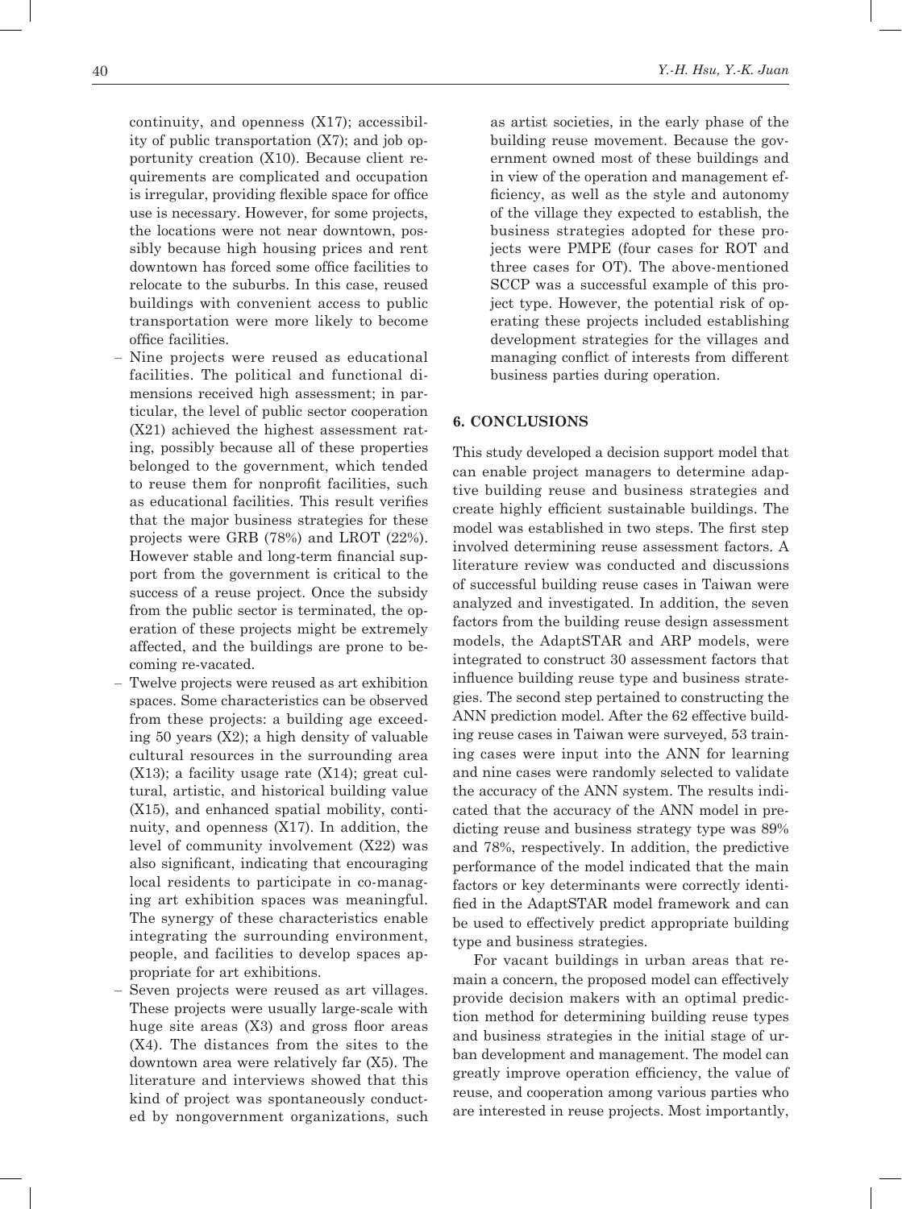continuity, and openness (X17); accessibility of public transportation (X7); and job opportunity creation (X10). Because client requirements are complicated and occupation is irregular, providing flexible space for office use is necessary. However, for some projects, the locations were not near downtown, possibly because high housing prices and rent downtown has forced some office facilities to relocate to the suburbs. In this case, reused buildings with convenient access to public transportation were more likely to become office facilities.

- Nine projects were reused as educational facilities. The political and functional dimensions received high assessment; in particular, the level of public sector cooperation (X21) achieved the highest assessment rating, possibly because all of these properties belonged to the government, which tended to reuse them for nonprofit facilities, such as educational facilities. This result verifies that the major business strategies for these projects were GRB (78%) and LROT (22%). However stable and long-term financial support from the government is critical to the success of a reuse project. Once the subsidy from the public sector is terminated, the operation of these projects might be extremely affected, and the buildings are prone to becoming re-vacated.
- Twelve projects were reused as art exhibition spaces. Some characteristics can be observed from these projects: a building age exceeding 50 years (X2); a high density of valuable cultural resources in the surrounding area (X13); a facility usage rate (X14); great cultural, artistic, and historical building value (X15), and enhanced spatial mobility, continuity, and openness (X17). In addition, the level of community involvement (X22) was also significant, indicating that encouraging local residents to participate in co-managing art exhibition spaces was meaningful. The synergy of these characteristics enable integrating the surrounding environment, people, and facilities to develop spaces appropriate for art exhibitions.
- Seven projects were reused as art villages. These projects were usually large-scale with huge site areas (X3) and gross floor areas (X4). The distances from the sites to the downtown area were relatively far (X5). The literature and interviews showed that this kind of project was spontaneously conducted by nongovernment organizations, such as artist societies, in the early phase of the building reuse movement. Because the government owned most of these buildings and in view of the operation and management efficiency, as well as the style and autonomy of the village they expected to establish, the business strategies adopted for these projects were PMPE (four cases for ROT and three cases for OT). The above-mentioned SCCP was a successful example of this project type. However, the potential risk of operating these projects included establishing development strategies for the villages and managing conflict of interests from different business parties during operation.

## 6. CONCLUSIONS

This study developed a decision support model that can enable project managers to determine adaptive building reuse and business strategies and create highly efficient sustainable buildings. The model was established in two steps. The first step involved determining reuse assessment factors. A literature review was conducted and discussions of successful building reuse cases in Taiwan were analyzed and investigated. In addition, the seven factors from the building reuse design assessment models, the AdaptSTAR and ARP models, were integrated to construct 30 assessment factors that influence building reuse type and business strategies. The second step pertained to constructing the ANN prediction model. After the 62 effective building reuse cases in Taiwan were surveyed, 53 training cases were input into the ANN for learning and nine cases were randomly selected to validate the accuracy of the ANN system. The results indicated that the accuracy of the ANN model in predicting reuse and business strategy type was 89% and 78%, respectively. In addition, the predictive performance of the model indicated that the main factors or key determinants were correctly identified in the AdaptSTAR model framework and can be used to effectively predict appropriate building type and business strategies.

For vacant buildings in urban areas that remain a concern, the proposed model can effectively provide decision makers with an optimal prediction method for determining building reuse types and business strategies in the initial stage of urban development and management. The model can greatly improve operation efficiency, the value of reuse, and cooperation among various parties who are interested in reuse projects. Most importantly,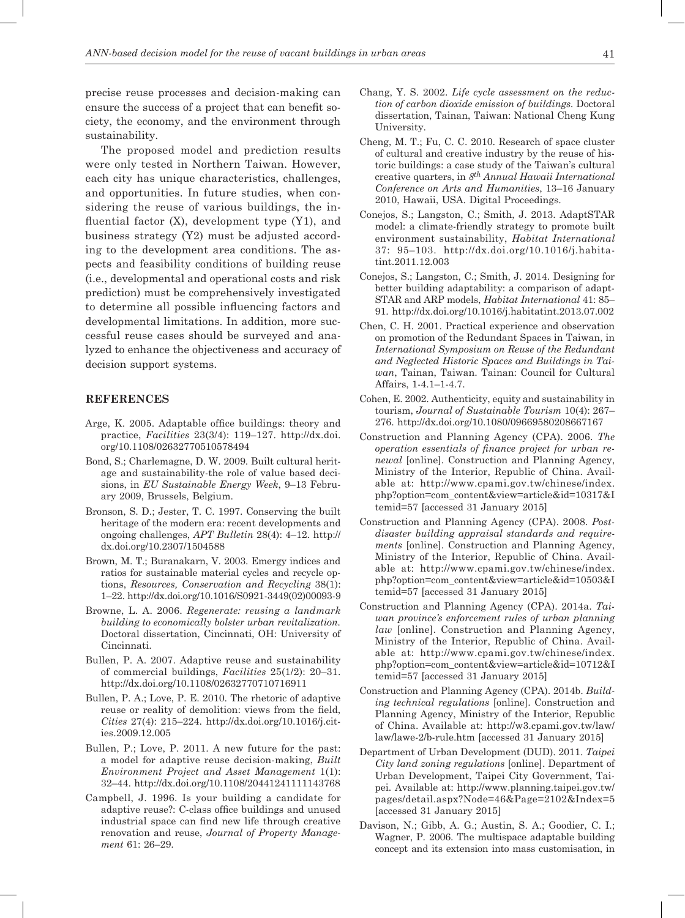precise reuse processes and decision-making can ensure the success of a project that can benefit society, the economy, and the environment through sustainability.

The proposed model and prediction results were only tested in Northern Taiwan. However, each city has unique characteristics, challenges, and opportunities. In future studies, when considering the reuse of various buildings, the influential factor (X), development type (Y1), and business strategy (Y2) must be adjusted according to the development area conditions. The aspects and feasibility conditions of building reuse (i.e., developmental and operational costs and risk prediction) must be comprehensively investigated to determine all possible influencing factors and developmental limitations. In addition, more successful reuse cases should be surveyed and analyzed to enhance the objectiveness and accuracy of decision support systems.

## REFERENCES

Arge, K. 2005. Adaptable office buildings: theory and practice, *Facilities* 23(3/4): 119–127. http://dx.doi.org/10.1108/02632770510578494

Bond, S.; Charlemagne, D. W. 2009. Built cultural heritage and sustainability-the role of value based decisions, in *EU Sustainable Energy Week*, 9–13 February 2009, Brussels, Belgium.

Bronson, S. D.; Jester, T. C. 1997. Conserving the built heritage of the modern era: recent developments and ongoing challenges, *APT Bulletin* 28(4): 4–12. http://dx.doi.org/10.2307/1504588

Brown, M. T.; Buranakarn, V. 2003. Emergy indices and ratios for sustainable material cycles and recycle options, *Resources, Conservation and Recycling* 38(1): 1–22. http://dx.doi.org/10.1016/S0921-3449(02)00093-9

Browne, L. A. 2006. *Regenerate: reusing a landmark building to economically bolster urban revitalization.* Doctoral dissertation, Cincinnati, OH: University of Cincinnati.

Bullen, P. A. 2007. Adaptive reuse and sustainability of commercial buildings, *Facilities* 25(1/2): 20–31. http://dx.doi.org/10.1108/02632770710716911

Bullen, P. A.; Love, P. E. 2010. The rhetoric of adaptive reuse or reality of demolition: views from the field, *Cities* 27(4): 215–224. http://dx.doi.org/10.1016/j.cities.2009.12.005

Bullen, P.; Love, P. 2011. A new future for the past: a model for adaptive reuse decision-making, *Built Environment Project and Asset Management* 1(1): 32–44. http://dx.doi.org/10.1108/20441241111143768

Campbell, J. 1996. Is your building a candidate for adaptive reuse?: C-class office buildings and unused industrial space can find new life through creative renovation and reuse, *Journal of Property Management* 61: 26–29.

Chang, Y. S. 2002. *Life cycle assessment on the reduction of carbon dioxide emission of buildings.* Doctoral dissertation, Tainan, Taiwan: National Cheng Kung University.

Cheng, M. T.; Fu, C. C. 2010. Research of space cluster of cultural and creative industry by the reuse of historic buildings: a case study of the Taiwan's cultural creative quarters, in *8th Annual Hawaii International Conference on Arts and Humanities*, 13–16 January 2010, Hawaii, USA. Digital Proceedings.

Conejos, S.; Langston, C.; Smith, J. 2013. AdaptSTAR model: a climate-friendly strategy to promote built environment sustainability, *Habitat International* 37: 95–103. http://dx.doi.org/10.1016/j.habitatint.2011.12.003

Conejos, S.; Langston, C.; Smith, J. 2014. Designing for better building adaptability: a comparison of adaptSTAR and ARP models, *Habitat International* 41: 85–91. http://dx.doi.org/10.1016/j.habitatint.2013.07.002

Chen, C. H. 2001. Practical experience and observation on promotion of the Redundant Spaces in Taiwan, in *International Symposium on Reuse of the Redundant and Neglected Historic Spaces and Buildings in Taiwan*, Tainan, Taiwan. Tainan: Council for Cultural Affairs, 1-4.1–1-4.7.

Cohen, E. 2002. Authenticity, equity and sustainability in tourism, *Journal of Sustainable Tourism* 10(4): 267–276. http://dx.doi.org/10.1080/09669580208667167

Construction and Planning Agency (CPA). 2006. *The operation essentials of finance project for urban renewal* [online]. Construction and Planning Agency, Ministry of the Interior, Republic of China. Available at: http://www.cpami.gov.tw/chinese/index.php?option=com_content&view=article&id=10317&Itemid=57 [accessed 31 January 2015]

Construction and Planning Agency (CPA). 2008. *Post-disaster building appraisal standards and requirements* [online]. Construction and Planning Agency, Ministry of the Interior, Republic of China. Available at: http://www.cpami.gov.tw/chinese/index.php?option=com_content&view=article&id=10503&Itemid=57 [accessed 31 January 2015]

Construction and Planning Agency (CPA). 2014a. *Taiwan province's enforcement rules of urban planning law* [online]. Construction and Planning Agency, Ministry of the Interior, Republic of China. Available at: http://www.cpami.gov.tw/chinese/index.php?option=com_content&view=article&id=10712&Itemid=57 [accessed 31 January 2015]

Construction and Planning Agency (CPA). 2014b. *Building technical regulations* [online]. Construction and Planning Agency, Ministry of the Interior, Republic of China. Available at: http://w3.cpami.gov.tw/law/law/lawe-2/b-rule.htm [accessed 31 January 2015]

Department of Urban Development (DUD). 2011. *Taipei City land zoning regulations* [online]. Department of Urban Development, Taipei City Government, Taipei. Available at: http://www.planning.taipei.gov.tw/pages/detail.aspx?Node=46&Page=2102&Index=5 [accessed 31 January 2015]

Davison, N.; Gibb, A. G.; Austin, S. A.; Goodier, C. I.; Wagner, P. 2006. The multispace adaptable building concept and its extension into mass customisation, in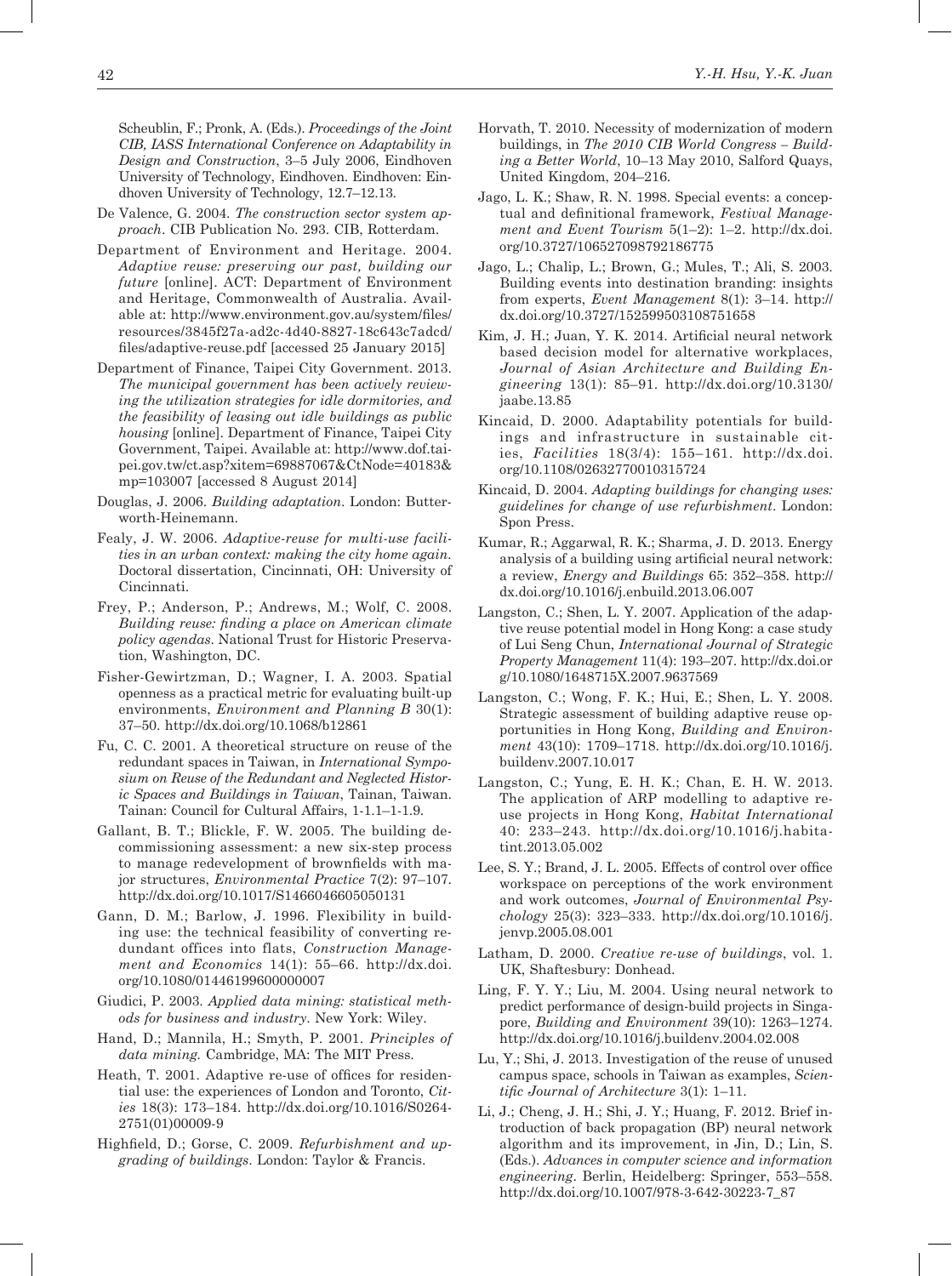Scheublin, F.; Pronk, A. (Eds.). *Proceedings of the Joint CIB, IASS International Conference on Adaptability in Design and Construction*, 3–5 July 2006, Eindhoven University of Technology, Eindhoven. Eindhoven: Eindhoven University of Technology, 12.7–12.13.

De Valence, G. 2004. *The construction sector system approach*. CIB Publication No. 293. CIB, Rotterdam.

Department of Environment and Heritage. 2004. *Adaptive reuse: preserving our past, building our future* [online]. ACT: Department of Environment and Heritage, Commonwealth of Australia. Available at: http://www.environment.gov.au/system/files/resources/3845f27a-ad2c-4d40-8827-18c643c7adcd/files/adaptive-reuse.pdf [accessed 25 January 2015]

Department of Finance, Taipei City Government. 2013. *The municipal government has been actively reviewing the utilization strategies for idle dormitories, and the feasibility of leasing out idle buildings as public housing* [online]. Department of Finance, Taipei City Government, Taipei. Available at: http://www.dof.taipei.gov.tw/ct.asp?xitem=69887067&CtNode=40183&mp=103007 [accessed 8 August 2014]

Douglas, J. 2006. *Building adaptation*. London: Butterworth-Heinemann.

Fealy, J. W. 2006. *Adaptive-reuse for multi-use facilities in an urban context: making the city home again*. Doctoral dissertation, Cincinnati, OH: University of Cincinnati.

Frey, P.; Anderson, P.; Andrews, M.; Wolf, C. 2008. *Building reuse: finding a place on American climate policy agendas*. National Trust for Historic Preservation, Washington, DC.

Fisher-Gewirtzman, D.; Wagner, I. A. 2003. Spatial openness as a practical metric for evaluating built-up environments, *Environment and Planning B* 30(1): 37–50. http://dx.doi.org/10.1068/b12861

Fu, C. C. 2001. A theoretical structure on reuse of the redundant spaces in Taiwan, in *International Symposium on Reuse of the Redundant and Neglected Historic Spaces and Buildings in Taiwan*, Tainan, Taiwan. Tainan: Council for Cultural Affairs, 1-1.1–1-1.9.

Gallant, B. T.; Blickle, F. W. 2005. The building decommissioning assessment: a new six-step process to manage redevelopment of brownfields with major structures, *Environmental Practice* 7(2): 97–107. http://dx.doi.org/10.1017/S1466046605050131

Gann, D. M.; Barlow, J. 1996. Flexibility in building use: the technical feasibility of converting redundant offices into flats, *Construction Management and Economics* 14(1): 55–66. http://dx.doi.org/10.1080/01446199600000007

Giudici, P. 2003. *Applied data mining: statistical methods for business and industry*. New York: Wiley.

Hand, D.; Mannila, H.; Smyth, P. 2001. *Principles of data mining*. Cambridge, MA: The MIT Press.

Heath, T. 2001. Adaptive re-use of offices for residential use: the experiences of London and Toronto, *Cities* 18(3): 173–184. http://dx.doi.org/10.1016/S0264-2751(01)00009-9

Highfield, D.; Gorse, C. 2009. *Refurbishment and upgrading of buildings*. London: Taylor & Francis.

Horvath, T. 2010. Necessity of modernization of modern buildings, in *The 2010 CIB World Congress – Building a Better World*, 10–13 May 2010, Salford Quays, United Kingdom, 204–216.

Jago, L. K.; Shaw, R. N. 1998. Special events: a conceptual and definitional framework, *Festival Management and Event Tourism* 5(1–2): 1–2. http://dx.doi.org/10.3727/106527098792186775

Jago, L.; Chalip, L.; Brown, G.; Mules, T.; Ali, S. 2003. Building events into destination branding: insights from experts, *Event Management* 8(1): 3–14. http://dx.doi.org/10.3727/152599503108751658

Kim, J. H.; Juan, Y. K. 2014. Artificial neural network based decision model for alternative workplaces, *Journal of Asian Architecture and Building Engineering* 13(1): 85–91. http://dx.doi.org/10.3130/jaabe.13.85

Kincaid, D. 2000. Adaptability potentials for buildings and infrastructure in sustainable cities, *Facilities* 18(3/4): 155–161. http://dx.doi.org/10.1108/02632770010315724

Kincaid, D. 2004. *Adapting buildings for changing uses: guidelines for change of use refurbishment*. London: Spon Press.

Kumar, R.; Aggarwal, R. K.; Sharma, J. D. 2013. Energy analysis of a building using artificial neural network: a review, *Energy and Buildings* 65: 352–358. http://dx.doi.org/10.1016/j.enbuild.2013.06.007

Langston, C.; Shen, L. Y. 2007. Application of the adaptive reuse potential model in Hong Kong: a case study of Lui Seng Chun, *International Journal of Strategic Property Management* 11(4): 193–207. http://dx.doi.org/10.1080/1648715X.2007.9637569

Langston, C.; Wong, F. K.; Hui, E.; Shen, L. Y. 2008. Strategic assessment of building adaptive reuse opportunities in Hong Kong, *Building and Environment* 43(10): 1709–1718. http://dx.doi.org/10.1016/j.buildenv.2007.10.017

Langston, C.; Yung, E. H. K.; Chan, E. H. W. 2013. The application of ARP modelling to adaptive reuse projects in Hong Kong, *Habitat International* 40: 233–243. http://dx.doi.org/10.1016/j.habitatint.2013.05.002

Lee, S. Y.; Brand, J. L. 2005. Effects of control over office workspace on perceptions of the work environment and work outcomes, *Journal of Environmental Psychology* 25(3): 323–333. http://dx.doi.org/10.1016/j.jenvp.2005.08.001

Latham, D. 2000. *Creative re-use of buildings*, vol. 1. UK, Shaftesbury: Donhead.

Ling, F. Y. Y.; Liu, M. 2004. Using neural network to predict performance of design-build projects in Singapore, *Building and Environment* 39(10): 1263–1274. http://dx.doi.org/10.1016/j.buildenv.2004.02.008

Lu, Y.; Shi, J. 2013. Investigation of the reuse of unused campus space, schools in Taiwan as examples, *Scientific Journal of Architecture* 3(1): 1–11.

Li, J.; Cheng, J. H.; Shi, J. Y.; Huang, F. 2012. Brief introduction of back propagation (BP) neural network algorithm and its improvement, in Jin, D.; Lin, S. (Eds.). *Advances in computer science and information engineering*. Berlin, Heidelberg: Springer, 553–558. http://dx.doi.org/10.1007/978-3-642-30223-7_87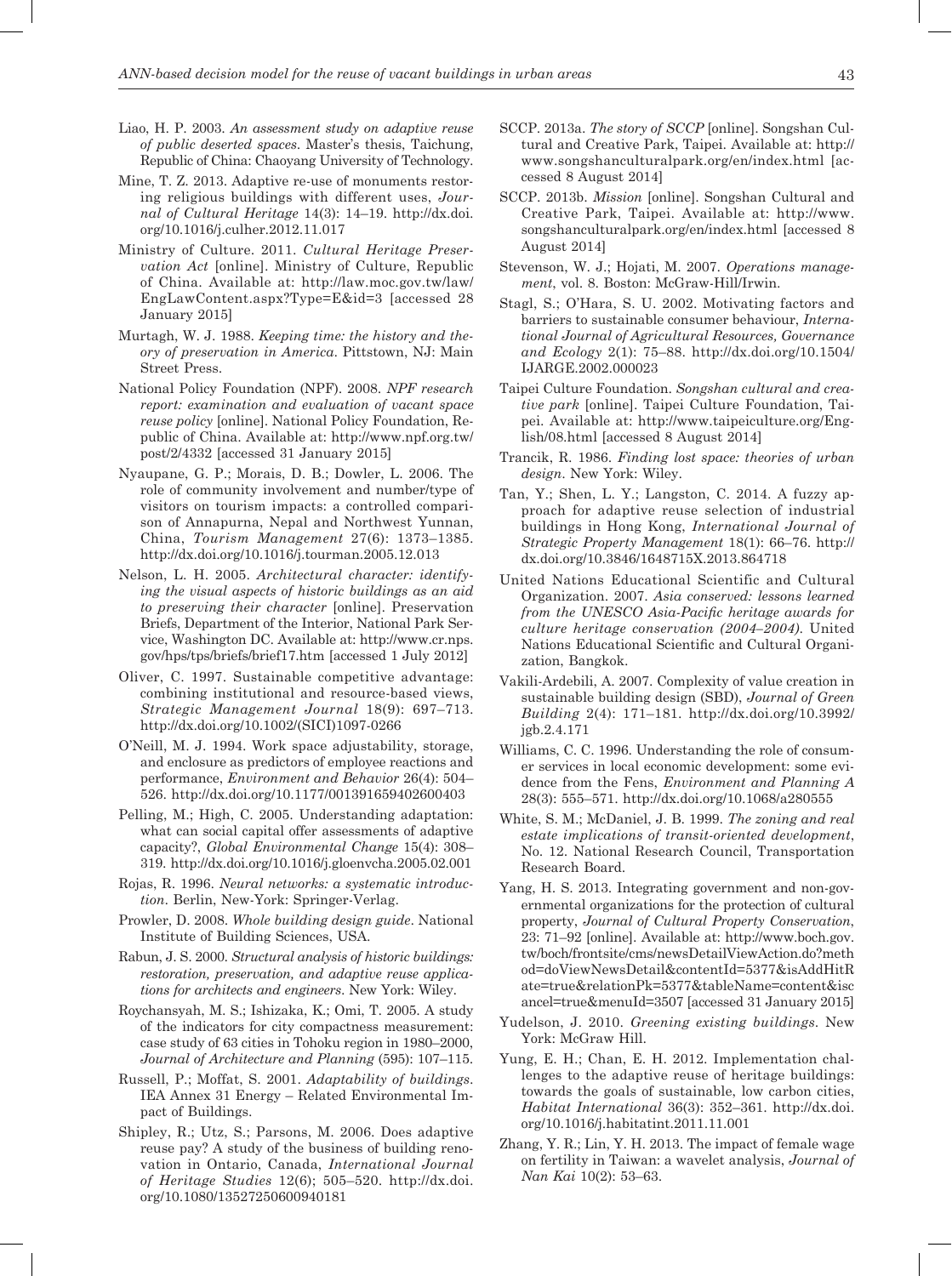Liao, H. P. 2003. *An assessment study on adaptive reuse of public deserted spaces*. Master's thesis, Taichung, Republic of China: Chaoyang University of Technology.

Mine, T. Z. 2013. Adaptive re-use of monuments restoring religious buildings with different uses, *Journal of Cultural Heritage* 14(3): 14–19. http://dx.doi.org/10.1016/j.culher.2012.11.017

Ministry of Culture. 2011. *Cultural Heritage Preservation Act* [online]. Ministry of Culture, Republic of China. Available at: http://law.moc.gov.tw/law/EngLawContent.aspx?Type=E&id=3 [accessed 28 January 2015]

Murtagh, W. J. 1988. *Keeping time: the history and theory of preservation in America*. Pittstown, NJ: Main Street Press.

National Policy Foundation (NPF). 2008. *NPF research report: examination and evaluation of vacant space reuse policy* [online]. National Policy Foundation, Republic of China. Available at: http://www.npf.org.tw/post/2/4332 [accessed 31 January 2015]

Nyaupane, G. P.; Morais, D. B.; Dowler, L. 2006. The role of community involvement and number/type of visitors on tourism impacts: a controlled comparison of Annapurna, Nepal and Northwest Yunnan, China, *Tourism Management* 27(6): 1373–1385. http://dx.doi.org/10.1016/j.tourman.2005.12.013

Nelson, L. H. 2005. *Architectural character: identifying the visual aspects of historic buildings as an aid to preserving their character* [online]. Preservation Briefs, Department of the Interior, National Park Service, Washington DC. Available at: http://www.cr.nps.gov/hps/tps/briefs/brief17.htm [accessed 1 July 2012]

Oliver, C. 1997. Sustainable competitive advantage: combining institutional and resource-based views, *Strategic Management Journal* 18(9): 697–713. http://dx.doi.org/10.1002/(SICI)1097-0266

O'Neill, M. J. 1994. Work space adjustability, storage, and enclosure as predictors of employee reactions and performance, *Environment and Behavior* 26(4): 504–526. http://dx.doi.org/10.1177/001391659402600403

Pelling, M.; High, C. 2005. Understanding adaptation: what can social capital offer assessments of adaptive capacity?, *Global Environmental Change* 15(4): 308–319. http://dx.doi.org/10.1016/j.gloenvcha.2005.02.001

Rojas, R. 1996. *Neural networks: a systematic introduction*. Berlin, New-York: Springer-Verlag.

Prowler, D. 2008. *Whole building design guide*. National Institute of Building Sciences, USA.

Rabun, J. S. 2000. *Structural analysis of historic buildings: restoration, preservation, and adaptive reuse applications for architects and engineers*. New York: Wiley.

Roychansyah, M. S.; Ishizaka, K.; Omi, T. 2005. A study of the indicators for city compactness measurement: case study of 63 cities in Tohoku region in 1980–2000, *Journal of Architecture and Planning* (595): 107–115.

Russell, P.; Moffat, S. 2001. *Adaptability of buildings*. IEA Annex 31 Energy – Related Environmental Impact of Buildings.

Shipley, R.; Utz, S.; Parsons, M. 2006. Does adaptive reuse pay? A study of the business of building renovation in Ontario, Canada, *International Journal of Heritage Studies* 12(6); 505–520. http://dx.doi.org/10.1080/13527250600940181

SCCP. 2013a. *The story of SCCP* [online]. Songshan Cultural and Creative Park, Taipei. Available at: http://www.songshanculturalpark.org/en/index.html [accessed 8 August 2014]

SCCP. 2013b. *Mission* [online]. Songshan Cultural and Creative Park, Taipei. Available at: http://www.songshanculturalpark.org/en/index.html [accessed 8 August 2014]

Stevenson, W. J.; Hojati, M. 2007. *Operations management*, vol. 8. Boston: McGraw-Hill/Irwin.

Stagl, S.; O'Hara, S. U. 2002. Motivating factors and barriers to sustainable consumer behaviour, *International Journal of Agricultural Resources, Governance and Ecology* 2(1): 75–88. http://dx.doi.org/10.1504/IJARGE.2002.000023

Taipei Culture Foundation. *Songshan cultural and creative park* [online]. Taipei Culture Foundation, Taipei. Available at: http://www.taipeiculture.org/English/08.html [accessed 8 August 2014]

Trancik, R. 1986. *Finding lost space: theories of urban design*. New York: Wiley.

Tan, Y.; Shen, L. Y.; Langston, C. 2014. A fuzzy approach for adaptive reuse selection of industrial buildings in Hong Kong, *International Journal of Strategic Property Management* 18(1): 66–76. http://dx.doi.org/10.3846/1648715X.2013.864718

United Nations Educational Scientific and Cultural Organization. 2007. *Asia conserved: lessons learned from the UNESCO Asia-Pacific heritage awards for culture heritage conservation (2004–2004)*. United Nations Educational Scientific and Cultural Organization, Bangkok.

Vakili-Ardebili, A. 2007. Complexity of value creation in sustainable building design (SBD), *Journal of Green Building* 2(4): 171–181. http://dx.doi.org/10.3992/jgb.2.4.171

Williams, C. C. 1996. Understanding the role of consumer services in local economic development: some evidence from the Fens, *Environment and Planning A* 28(3): 555–571. http://dx.doi.org/10.1068/a280555

White, S. M.; McDaniel, J. B. 1999. *The zoning and real estate implications of transit-oriented development*, No. 12. National Research Council, Transportation Research Board.

Yang, H. S. 2013. Integrating government and non-governmental organizations for the protection of cultural property, *Journal of Cultural Property Conservation*, 23: 71–92 [online]. Available at: http://www.boch.gov.tw/boch/frontsite/cms/newsDetailViewAction.do?method=doViewNewsDetail&contentId=5377&isAddHitRate=true&relationPk=5377&tableName=content&iscancel=true&menuId=3507 [accessed 31 January 2015]

Yudelson, J. 2010. *Greening existing buildings*. New York: McGraw Hill.

Yung, E. H.; Chan, E. H. 2012. Implementation challenges to the adaptive reuse of heritage buildings: towards the goals of sustainable, low carbon cities, *Habitat International* 36(3): 352–361. http://dx.doi.org/10.1016/j.habitatint.2011.11.001

Zhang, Y. R.; Lin, Y. H. 2013. The impact of female wage on fertility in Taiwan: a wavelet analysis, *Journal of Nan Kai* 10(2): 53–63.